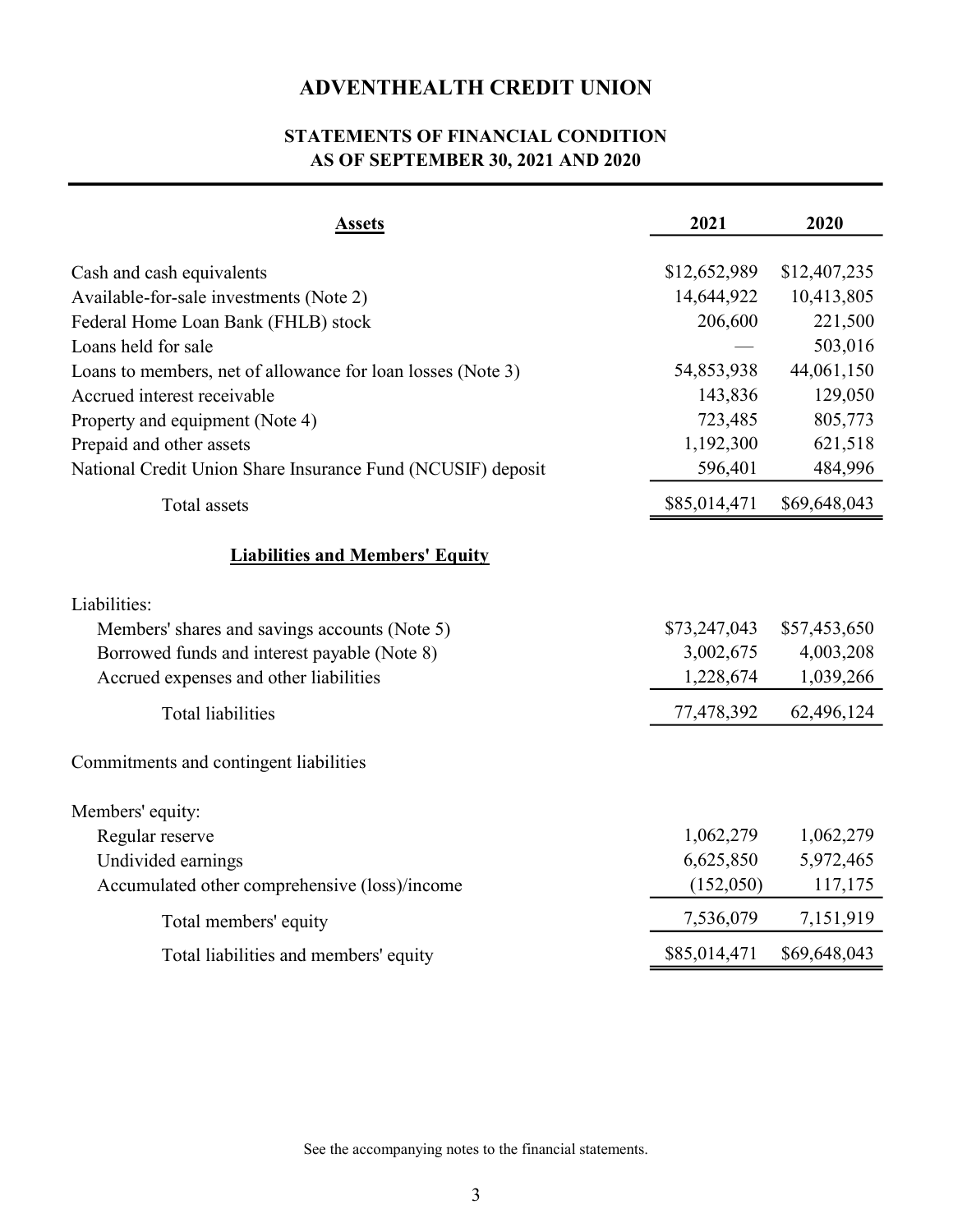# ADVENTHEALTH CREDIT UNION

## STATEMENTS OF FINANCIAL CONDITION
## AS OF SEPTEMBER 30, 2021 AND 2020

| **Assets** | **2021** | **2020** |
|---|---|---|
| Cash and cash equivalents | $12,652,989 | $12,407,235 |
| Available-for-sale investments (Note 2) | 14,644,922 | 10,413,805 |
| Federal Home Loan Bank (FHLB) stock | 206,600 | 221,500 |
| Loans held for sale | — | 503,016 |
| Loans to members, net of allowance for loan losses (Note 3) | 54,853,938 | 44,061,150 |
| Accrued interest receivable | 143,836 | 129,050 |
| Property and equipment (Note 4) | 723,485 | 805,773 |
| Prepaid and other assets | 1,192,300 | 621,518 |
| National Credit Union Share Insurance Fund (NCUSIF) deposit | 596,401 | 484,996 |
| Total assets | $85,014,471 | $69,648,043 |
| **Liabilities and Members' Equity** | | |
| Liabilities: | | |
| Members' shares and savings accounts (Note 5) | $73,247,043 | $57,453,650 |
| Borrowed funds and interest payable (Note 8) | 3,002,675 | 4,003,208 |
| Accrued expenses and other liabilities | 1,228,674 | 1,039,266 |
| Total liabilities | 77,478,392 | 62,496,124 |
| Commitments and contingent liabilities | | |
| Members' equity: | | |
| Regular reserve | 1,062,279 | 1,062,279 |
| Undivided earnings | 6,625,850 | 5,972,465 |
| Accumulated other comprehensive (loss)/income | (152,050) | 117,175 |
| Total members' equity | 7,536,079 | 7,151,919 |
| Total liabilities and members' equity | $85,014,471 | $69,648,043 |

See the accompanying notes to the financial statements.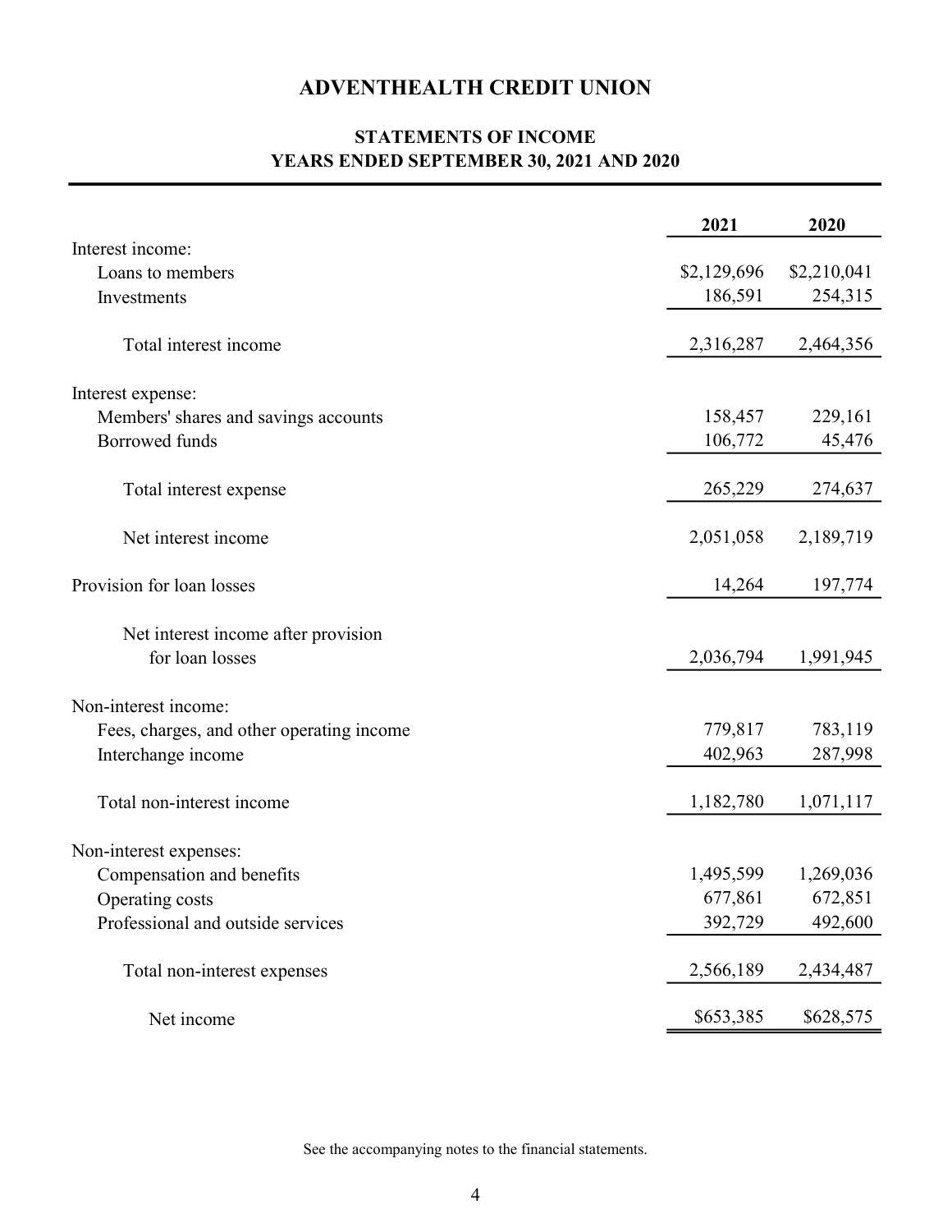# ADVENTHEALTH CREDIT UNION

## STATEMENTS OF INCOME
## YEARS ENDED SEPTEMBER 30, 2021 AND 2020

| | 2021 | 2020 |
|---|---|---|
| Interest income: | | |
| Loans to members | $2,129,696 | $2,210,041 |
| Investments | 186,591 | 254,315 |
| Total interest income | 2,316,287 | 2,464,356 |
| Interest expense: | | |
| Members' shares and savings accounts | 158,457 | 229,161 |
| Borrowed funds | 106,772 | 45,476 |
| Total interest expense | 265,229 | 274,637 |
| Net interest income | 2,051,058 | 2,189,719 |
| Provision for loan losses | 14,264 | 197,774 |
| Net interest income after provision for loan losses | 2,036,794 | 1,991,945 |
| Non-interest income: | | |
| Fees, charges, and other operating income | 779,817 | 783,119 |
| Interchange income | 402,963 | 287,998 |
| Total non-interest income | 1,182,780 | 1,071,117 |
| Non-interest expenses: | | |
| Compensation and benefits | 1,495,599 | 1,269,036 |
| Operating costs | 677,861 | 672,851 |
| Professional and outside services | 392,729 | 492,600 |
| Total non-interest expenses | 2,566,189 | 2,434,487 |
| Net income | $653,385 | $628,575 |

See the accompanying notes to the financial statements.